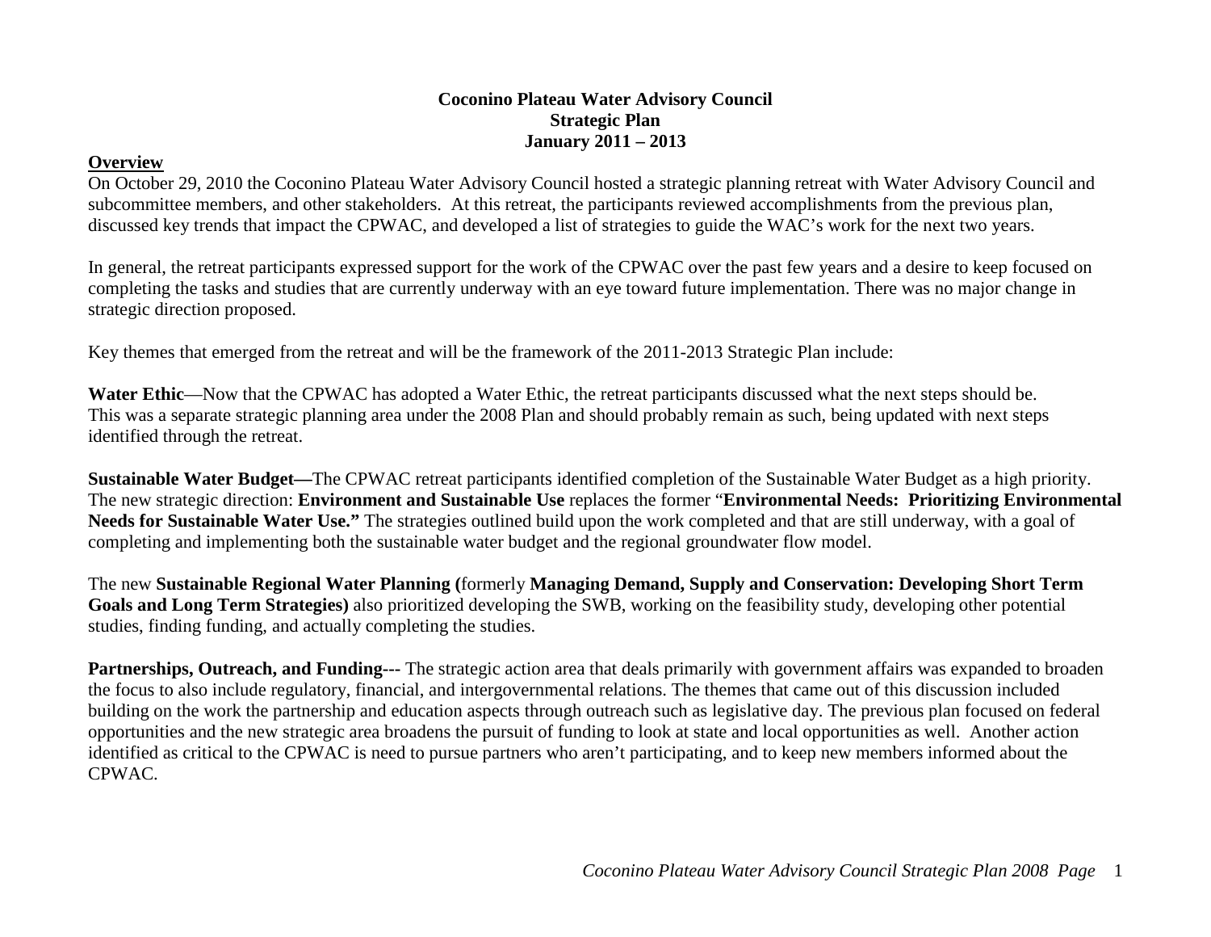# Coconino Plateau Water Advisory Council
## Strategic Plan
## January 2011 – 2013

**Overview**

On October 29, 2010 the Coconino Plateau Water Advisory Council hosted a strategic planning retreat with Water Advisory Council and subcommittee members, and other stakeholders. At this retreat, the participants reviewed accomplishments from the previous plan, discussed key trends that impact the CPWAC, and developed a list of strategies to guide the WAC's work for the next two years.

In general, the retreat participants expressed support for the work of the CPWAC over the past few years and a desire to keep focused on completing the tasks and studies that are currently underway with an eye toward future implementation. There was no major change in strategic direction proposed.

Key themes that emerged from the retreat and will be the framework of the 2011-2013 Strategic Plan include:

**Water Ethic**—Now that the CPWAC has adopted a Water Ethic, the retreat participants discussed what the next steps should be. This was a separate strategic planning area under the 2008 Plan and should probably remain as such, being updated with next steps identified through the retreat.

**Sustainable Water Budget—**The CPWAC retreat participants identified completion of the Sustainable Water Budget as a high priority. The new strategic direction: **Environment and Sustainable Use** replaces the former "**Environmental Needs: Prioritizing Environmental Needs for Sustainable Water Use."** The strategies outlined build upon the work completed and that are still underway, with a goal of completing and implementing both the sustainable water budget and the regional groundwater flow model.

The new **Sustainable Regional Water Planning (**formerly **Managing Demand, Supply and Conservation: Developing Short Term Goals and Long Term Strategies)** also prioritized developing the SWB, working on the feasibility study, developing other potential studies, finding funding, and actually completing the studies.

**Partnerships, Outreach, and Funding---** The strategic action area that deals primarily with government affairs was expanded to broaden the focus to also include regulatory, financial, and intergovernmental relations. The themes that came out of this discussion included building on the work the partnership and education aspects through outreach such as legislative day. The previous plan focused on federal opportunities and the new strategic area broadens the pursuit of funding to look at state and local opportunities as well. Another action identified as critical to the CPWAC is need to pursue partners who aren't participating, and to keep new members informed about the CPWAC.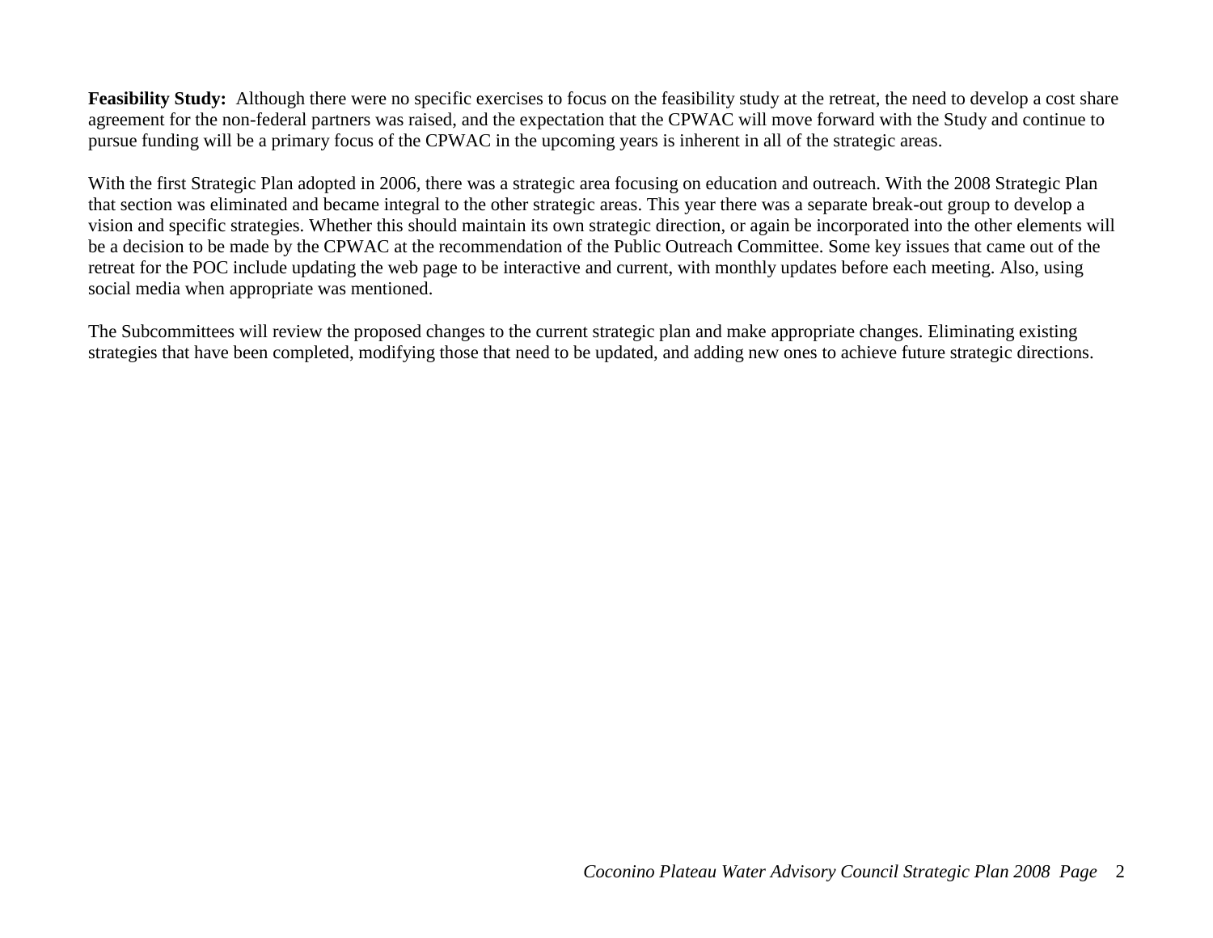**Feasibility Study:** Although there were no specific exercises to focus on the feasibility study at the retreat, the need to develop a cost share agreement for the non-federal partners was raised, and the expectation that the CPWAC will move forward with the Study and continue to pursue funding will be a primary focus of the CPWAC in the upcoming years is inherent in all of the strategic areas.

With the first Strategic Plan adopted in 2006, there was a strategic area focusing on education and outreach. With the 2008 Strategic Plan that section was eliminated and became integral to the other strategic areas. This year there was a separate break-out group to develop a vision and specific strategies. Whether this should maintain its own strategic direction, or again be incorporated into the other elements will be a decision to be made by the CPWAC at the recommendation of the Public Outreach Committee. Some key issues that came out of the retreat for the POC include updating the web page to be interactive and current, with monthly updates before each meeting. Also, using social media when appropriate was mentioned.

The Subcommittees will review the proposed changes to the current strategic plan and make appropriate changes. Eliminating existing strategies that have been completed, modifying those that need to be updated, and adding new ones to achieve future strategic directions.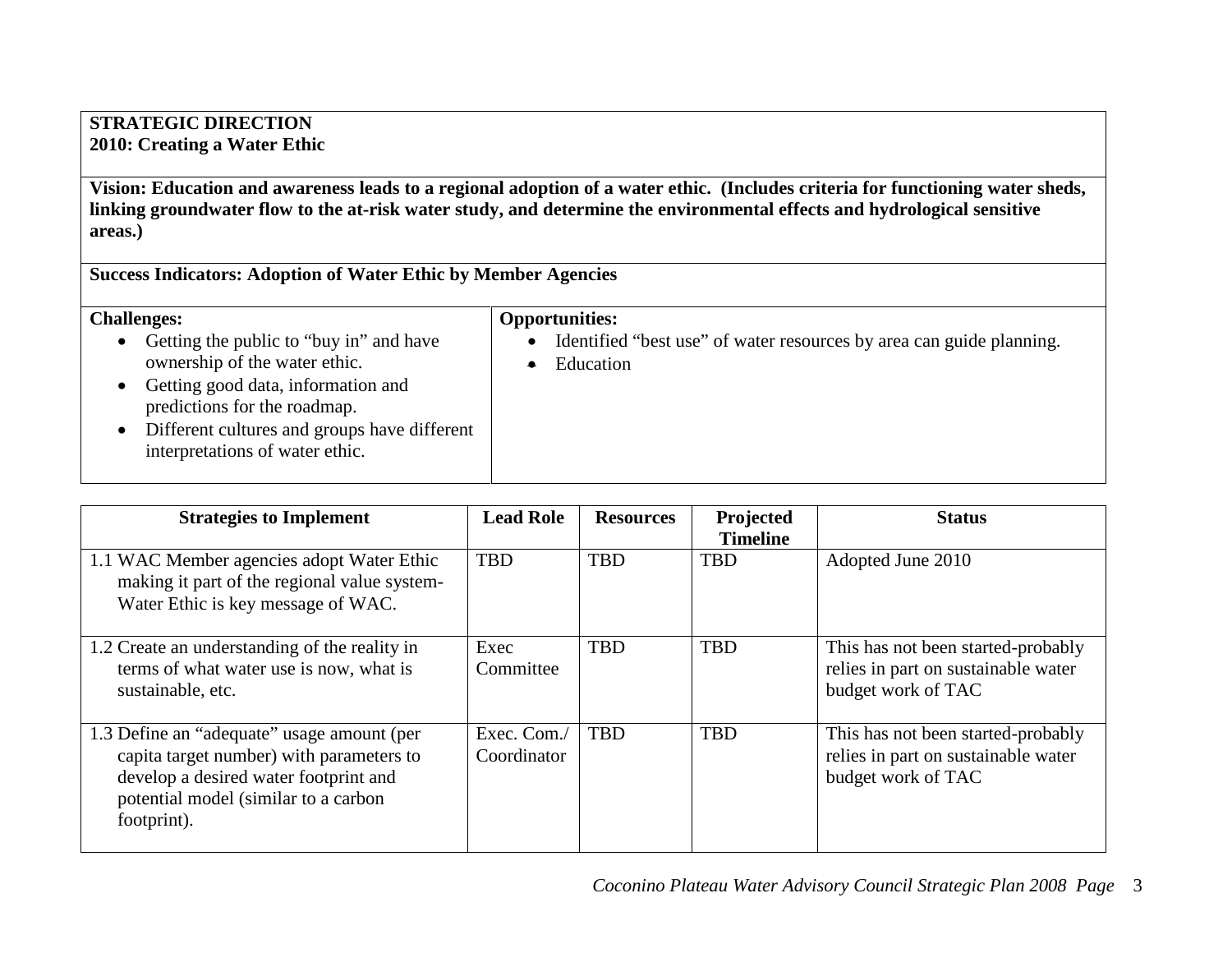**STRATEGIC DIRECTION**
**2010: Creating a Water Ethic**

**Vision: Education and awareness leads to a regional adoption of a water ethic. (Includes criteria for functioning water sheds, linking groundwater flow to the at-risk water study, and determine the environmental effects and hydrological sensitive areas.)**

**Success Indicators: Adoption of Water Ethic by Member Agencies**

**Challenges:**

- Getting the public to "buy in" and have ownership of the water ethic.
- Getting good data, information and predictions for the roadmap.
- Different cultures and groups have different interpretations of water ethic.

**Opportunities:**

- Identified "best use" of water resources by area can guide planning.
- Education

| Strategies to Implement | Lead Role | Resources | Projected Timeline | Status |
|---|---|---|---|---|
| 1.1 WAC Member agencies adopt Water Ethic making it part of the regional value system- Water Ethic is key message of WAC. | TBD | TBD | TBD | Adopted June 2010 |
| 1.2 Create an understanding of the reality in terms of what water use is now, what is sustainable, etc. | Exec Committee | TBD | TBD | This has not been started-probably relies in part on sustainable water budget work of TAC |
| 1.3 Define an "adequate" usage amount (per capita target number) with parameters to develop a desired water footprint and potential model (similar to a carbon footprint). | Exec. Com./ Coordinator | TBD | TBD | This has not been started-probably relies in part on sustainable water budget work of TAC |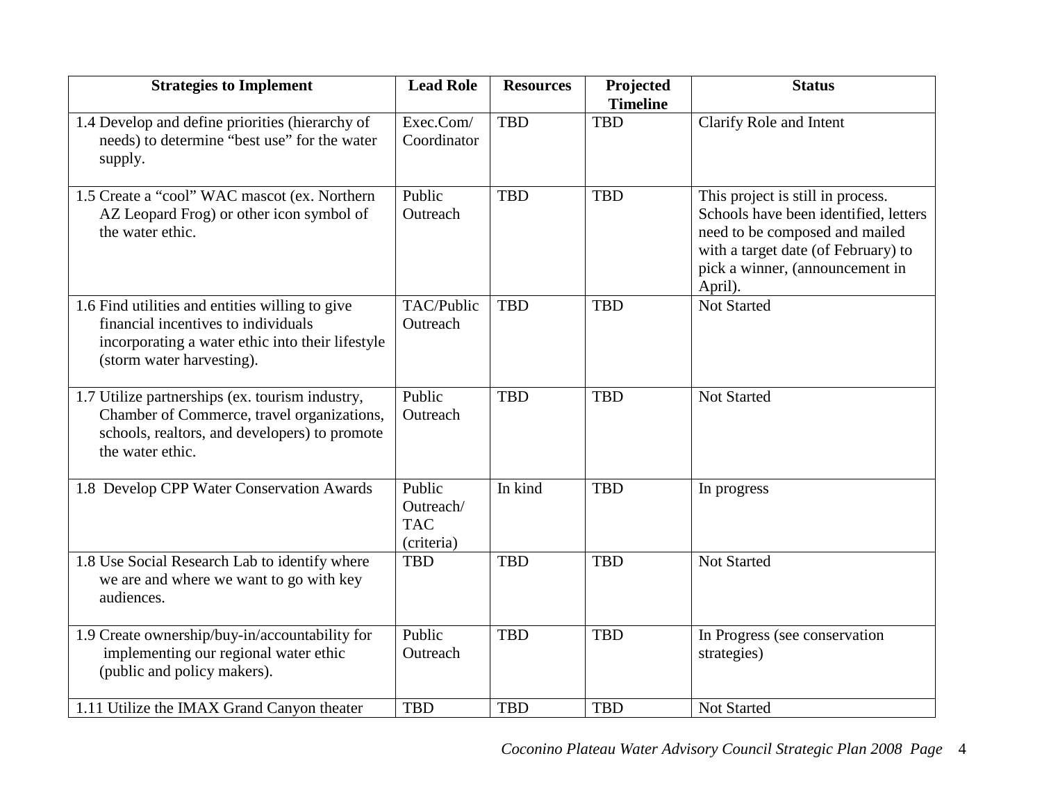| Strategies to Implement | Lead Role | Resources | Projected Timeline | Status |
| --- | --- | --- | --- | --- |
| 1.4 Develop and define priorities (hierarchy of needs) to determine "best use" for the water supply. | Exec.Com/ Coordinator | TBD | TBD | Clarify Role and Intent |
| 1.5 Create a "cool" WAC mascot (ex. Northern AZ Leopard Frog) or other icon symbol of the water ethic. | Public Outreach | TBD | TBD | This project is still in process. Schools have been identified, letters need to be composed and mailed with a target date (of February) to pick a winner, (announcement in April). |
| 1.6 Find utilities and entities willing to give financial incentives to individuals incorporating a water ethic into their lifestyle (storm water harvesting). | TAC/Public Outreach | TBD | TBD | Not Started |
| 1.7 Utilize partnerships (ex. tourism industry, Chamber of Commerce, travel organizations, schools, realtors, and developers) to promote the water ethic. | Public Outreach | TBD | TBD | Not Started |
| 1.8 Develop CPP Water Conservation Awards | Public Outreach/ TAC (criteria) | In kind | TBD | In progress |
| 1.8 Use Social Research Lab to identify where we are and where we want to go with key audiences. | TBD | TBD | TBD | Not Started |
| 1.9 Create ownership/buy-in/accountability for implementing our regional water ethic (public and policy makers). | Public Outreach | TBD | TBD | In Progress (see conservation strategies) |
| 1.11 Utilize the IMAX Grand Canyon theater | TBD | TBD | TBD | Not Started |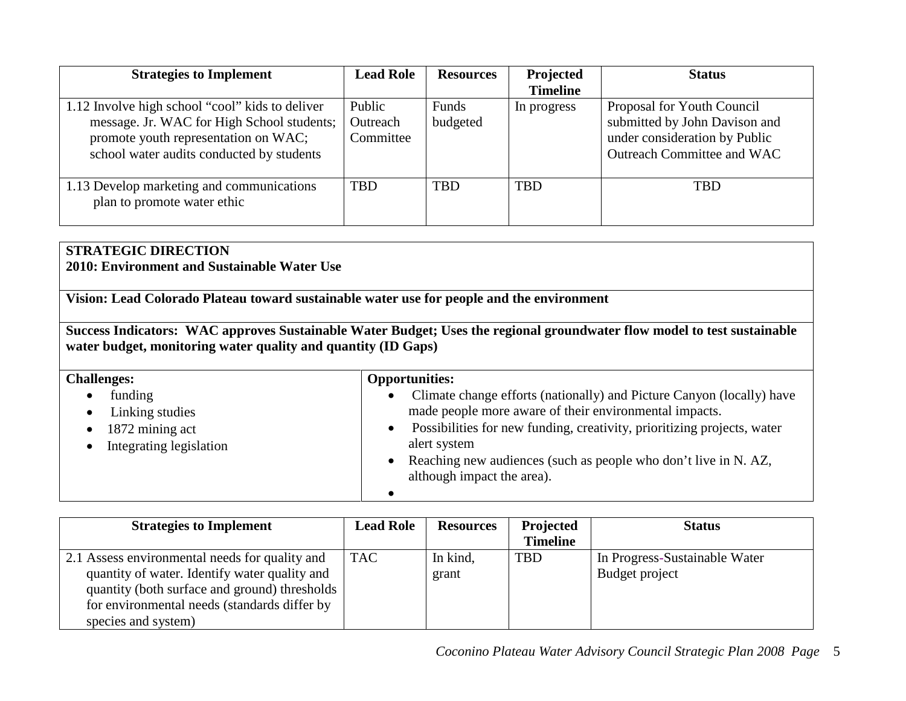| Strategies to Implement | Lead Role | Resources | Projected Timeline | Status |
|---|---|---|---|---|
| 1.12 Involve high school "cool" kids to deliver message. Jr. WAC for High School students; promote youth representation on WAC; school water audits conducted by students | Public Outreach Committee | Funds budgeted | In progress | Proposal for Youth Council submitted by John Davison and under consideration by Public Outreach Committee and WAC |
| 1.13 Develop marketing and communications plan to promote water ethic | TBD | TBD | TBD | TBD |

**STRATEGIC DIRECTION**
**2010: Environment and Sustainable Water Use**

**Vision: Lead Colorado Plateau toward sustainable water use for people and the environment**

**Success Indicators: WAC approves Sustainable Water Budget; Uses the regional groundwater flow model to test sustainable water budget, monitoring water quality and quantity (ID Gaps)**

| Challenges: | Opportunities: |
|---|---|
| • funding<br>• Linking studies<br>• 1872 mining act<br>• Integrating legislation | • Climate change efforts (nationally) and Picture Canyon (locally) have made people more aware of their environmental impacts.<br>• Possibilities for new funding, creativity, prioritizing projects, water alert system<br>• Reaching new audiences (such as people who don't live in N. AZ, although impact the area).<br>• |

| Strategies to Implement | Lead Role | Resources | Projected Timeline | Status |
|---|---|---|---|---|
| 2.1 Assess environmental needs for quality and quantity of water. Identify water quality and quantity (both surface and ground) thresholds for environmental needs (standards differ by species and system) | TAC | In kind, grant | TBD | In Progress-Sustainable Water Budget project |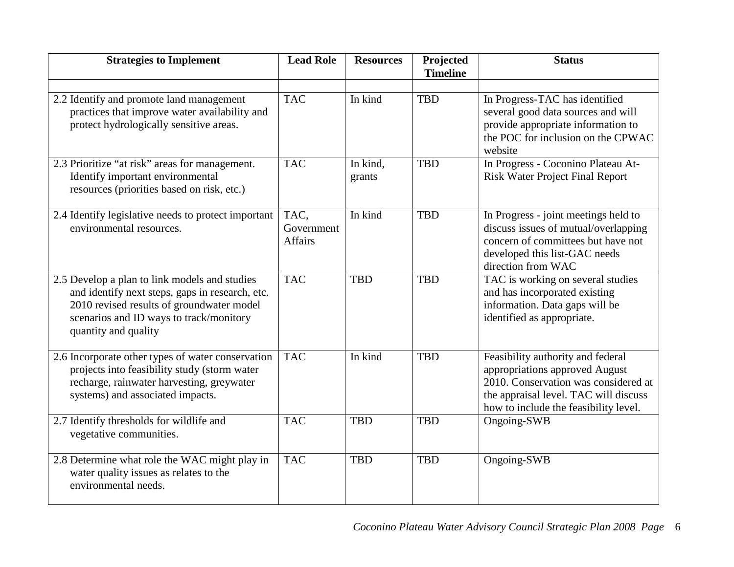| Strategies to Implement | Lead Role | Resources | Projected Timeline | Status |
|---|---|---|---|---|
| | | | | |
| 2.2 Identify and promote land management practices that improve water availability and protect hydrologically sensitive areas. | TAC | In kind | TBD | In Progress-TAC has identified several good data sources and will provide appropriate information to the POC for inclusion on the CPWAC website |
| 2.3 Prioritize "at risk" areas for management. Identify important environmental resources (priorities based on risk, etc.) | TAC | In kind, grants | TBD | In Progress - Coconino Plateau At-Risk Water Project Final Report |
| 2.4 Identify legislative needs to protect important environmental resources. | TAC, Government Affairs | In kind | TBD | In Progress - joint meetings held to discuss issues of mutual/overlapping concern of committees but have not developed this list-GAC needs direction from WAC |
| 2.5 Develop a plan to link models and studies and identify next steps, gaps in research, etc. 2010 revised results of groundwater model scenarios and ID ways to track/monitory quantity and quality | TAC | TBD | TBD | TAC is working on several studies and has incorporated existing information. Data gaps will be identified as appropriate. |
| 2.6 Incorporate other types of water conservation projects into feasibility study (storm water recharge, rainwater harvesting, greywater systems) and associated impacts. | TAC | In kind | TBD | Feasibility authority and federal appropriations approved August 2010. Conservation was considered at the appraisal level. TAC will discuss how to include the feasibility level. |
| 2.7 Identify thresholds for wildlife and vegetative communities. | TAC | TBD | TBD | Ongoing-SWB |
| 2.8 Determine what role the WAC might play in water quality issues as relates to the environmental needs. | TAC | TBD | TBD | Ongoing-SWB |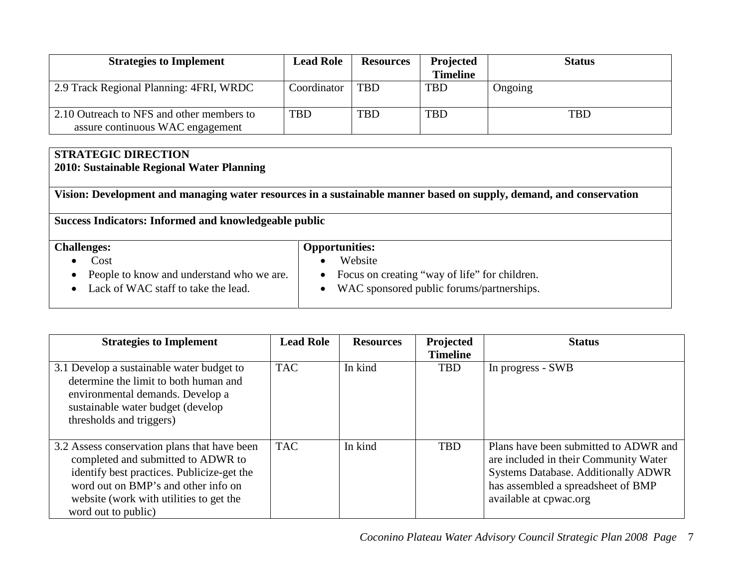| Strategies to Implement | Lead Role | Resources | Projected Timeline | Status |
|---|---|---|---|---|
| 2.9 Track Regional Planning: 4FRI, WRDC | Coordinator | TBD | TBD | Ongoing |
| 2.10 Outreach to NFS and other members to assure continuous WAC engagement | TBD | TBD | TBD | TBD |

**STRATEGIC DIRECTION**
**2010: Sustainable Regional Water Planning**

**Vision: Development and managing water resources in a sustainable manner based on supply, demand, and conservation**

**Success Indicators: Informed and knowledgeable public**

**Challenges:**

- Cost
- People to know and understand who we are.
- Lack of WAC staff to take the lead.

**Opportunities:**

- Website
- Focus on creating "way of life" for children.
- WAC sponsored public forums/partnerships.

| Strategies to Implement | Lead Role | Resources | Projected Timeline | Status |
|---|---|---|---|---|
| 3.1 Develop a sustainable water budget to determine the limit to both human and environmental demands. Develop a sustainable water budget (develop thresholds and triggers) | TAC | In kind | TBD | In progress - SWB |
| 3.2 Assess conservation plans that have been completed and submitted to ADWR to identify best practices. Publicize-get the word out on BMP's and other info on website (work with utilities to get the word out to public) | TAC | In kind | TBD | Plans have been submitted to ADWR and are included in their Community Water Systems Database. Additionally ADWR has assembled a spreadsheet of BMP available at cpwac.org |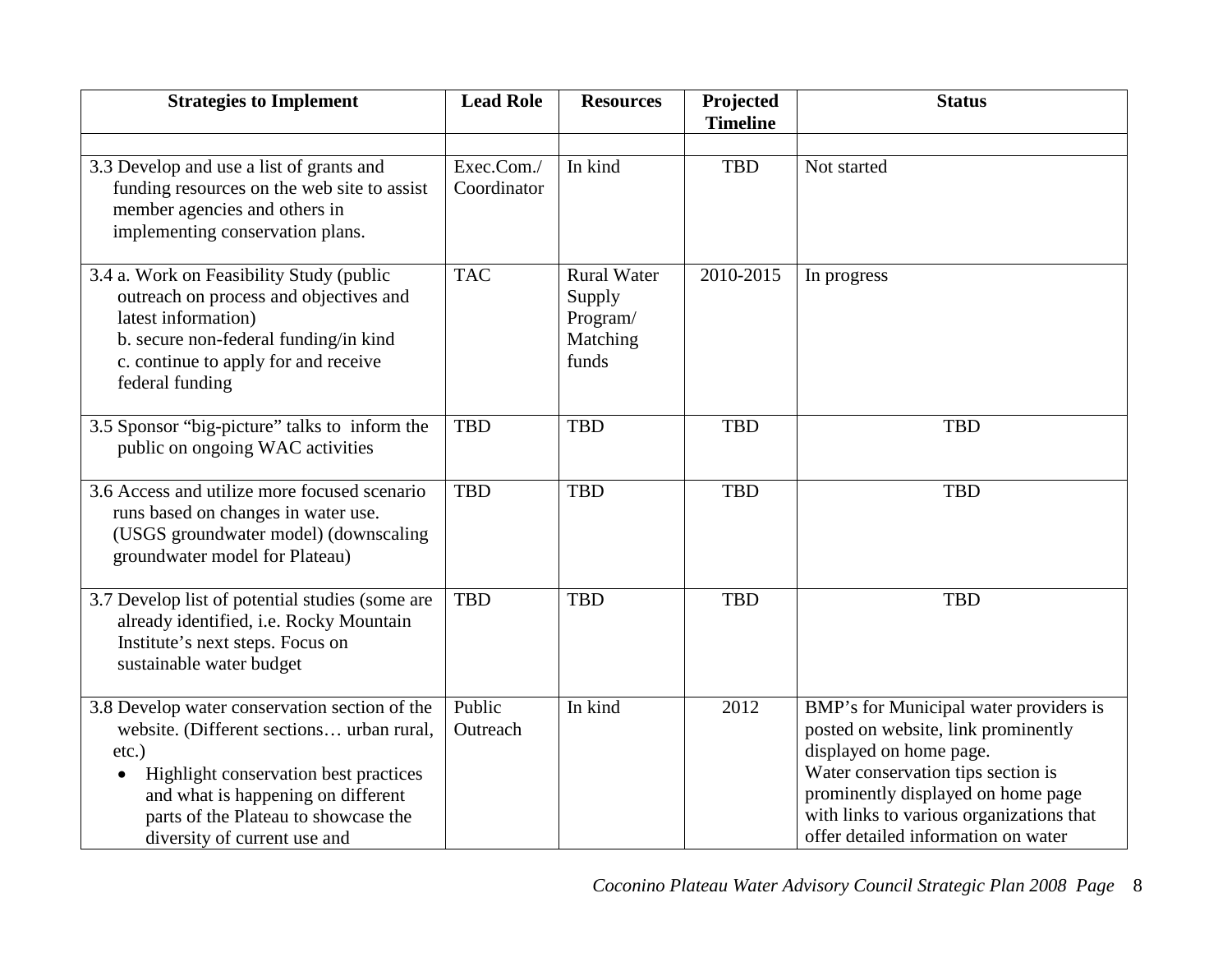| Strategies to Implement | Lead Role | Resources | Projected Timeline | Status |
|---|---|---|---|---|
| | | | | |
| 3.3 Develop and use a list of grants and funding resources on the web site to assist member agencies and others in implementing conservation plans. | Exec.Com./ Coordinator | In kind | TBD | Not started |
| 3.4 a. Work on Feasibility Study (public outreach on process and objectives and latest information)<br>b. secure non-federal funding/in kind<br>c. continue to apply for and receive federal funding | TAC | Rural Water Supply Program/ Matching funds | 2010-2015 | In progress |
| 3.5 Sponsor "big-picture" talks to inform the public on ongoing WAC activities | TBD | TBD | TBD | TBD |
| 3.6 Access and utilize more focused scenario runs based on changes in water use. (USGS groundwater model) (downscaling groundwater model for Plateau) | TBD | TBD | TBD | TBD |
| 3.7 Develop list of potential studies (some are already identified, i.e. Rocky Mountain Institute's next steps. Focus on sustainable water budget | TBD | TBD | TBD | TBD |
| 3.8 Develop water conservation section of the website. (Different sections… urban rural, etc.)<br>• Highlight conservation best practices and what is happening on different parts of the Plateau to showcase the diversity of current use and | Public Outreach | In kind | 2012 | BMP's for Municipal water providers is posted on website, link prominently displayed on home page.<br>Water conservation tips section is prominently displayed on home page with links to various organizations that offer detailed information on water |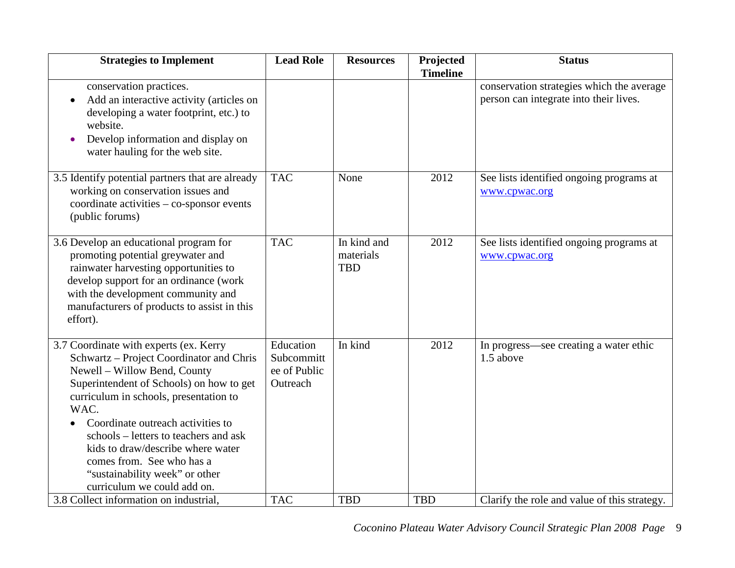| Strategies to Implement | Lead Role | Resources | Projected Timeline | Status |
|---|---|---|---|---|
| conservation practices.<br>• Add an interactive activity (articles on developing a water footprint, etc.) to website.<br>• Develop information and display on water hauling for the web site. | | | | conservation strategies which the average person can integrate into their lives. |
| 3.5 Identify potential partners that are already working on conservation issues and coordinate activities – co-sponsor events (public forums) | TAC | None | 2012 | See lists identified ongoing programs at www.cpwac.org |
| 3.6 Develop an educational program for promoting potential greywater and rainwater harvesting opportunities to develop support for an ordinance (work with the development community and manufacturers of products to assist in this effort). | TAC | In kind and materials TBD | 2012 | See lists identified ongoing programs at www.cpwac.org |
| 3.7 Coordinate with experts (ex. Kerry Schwartz – Project Coordinator and Chris Newell – Willow Bend, County Superintendent of Schools) on how to get curriculum in schools, presentation to WAC.<br>• Coordinate outreach activities to schools – letters to teachers and ask kids to draw/describe where water comes from. See who has a "sustainability week" or other curriculum we could add on. | Education Subcommittee of Public Outreach | In kind | 2012 | In progress—see creating a water ethic 1.5 above |
| 3.8 Collect information on industrial, | TAC | TBD | TBD | Clarify the role and value of this strategy. |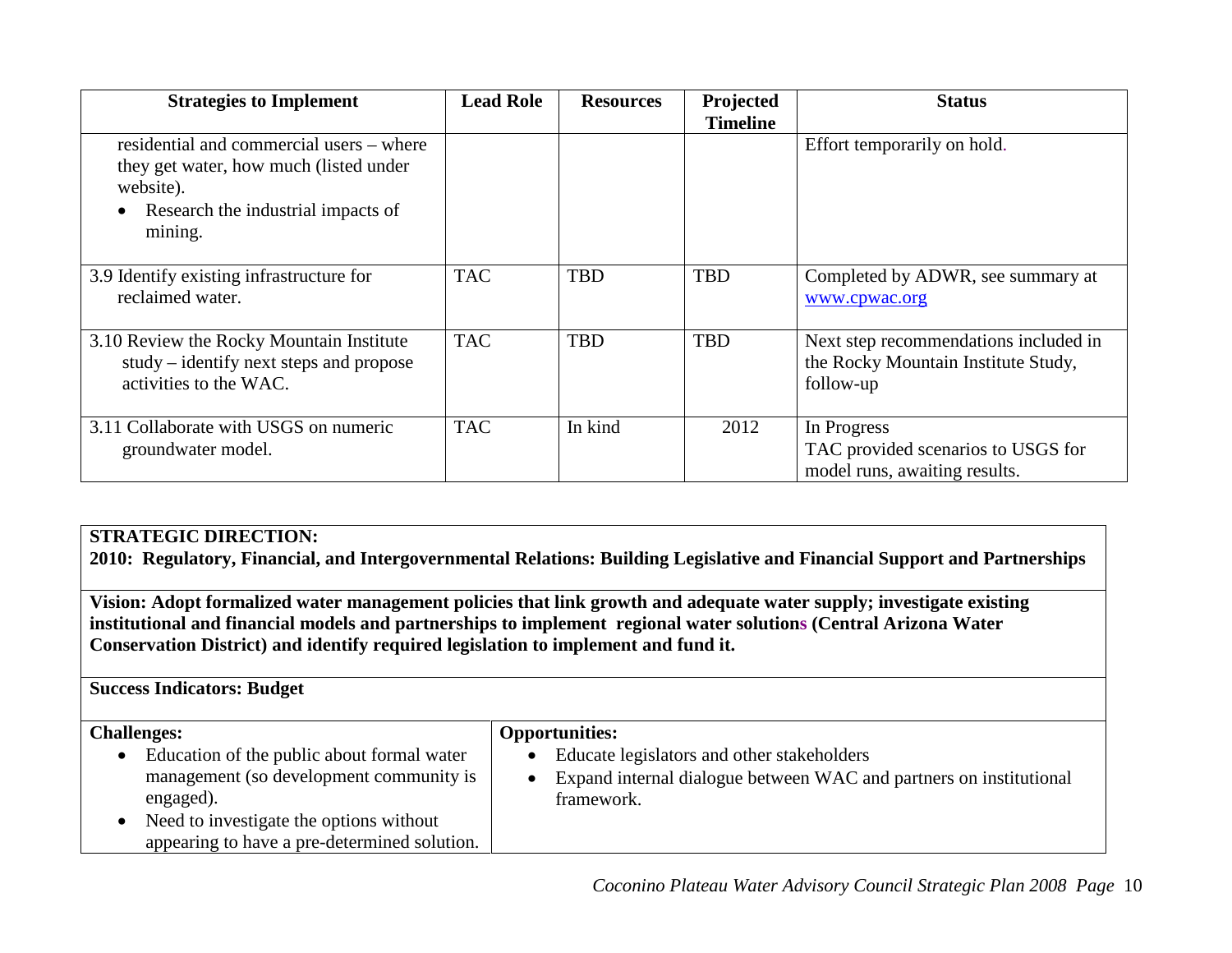| Strategies to Implement | Lead Role | Resources | Projected Timeline | Status |
|---|---|---|---|---|
| residential and commercial users – where they get water, how much (listed under website).<br>• Research the industrial impacts of mining. | | | | Effort temporarily on hold. |
| 3.9 Identify existing infrastructure for reclaimed water. | TAC | TBD | TBD | Completed by ADWR, see summary at www.cpwac.org |
| 3.10 Review the Rocky Mountain Institute study – identify next steps and propose activities to the WAC. | TAC | TBD | TBD | Next step recommendations included in the Rocky Mountain Institute Study, follow-up |
| 3.11 Collaborate with USGS on numeric groundwater model. | TAC | In kind | 2012 | In Progress<br>TAC provided scenarios to USGS for model runs, awaiting results. |

**STRATEGIC DIRECTION:**
**2010: Regulatory, Financial, and Intergovernmental Relations: Building Legislative and Financial Support and Partnerships**

**Vision: Adopt formalized water management policies that link growth and adequate water supply; investigate existing institutional and financial models and partnerships to implement regional water solutions (Central Arizona Water Conservation District) and identify required legislation to implement and fund it.**

**Success Indicators: Budget**

| Challenges: | Opportunities: |
|---|---|
| • Education of the public about formal water management (so development community is engaged).<br>• Need to investigate the options without appearing to have a pre-determined solution. | • Educate legislators and other stakeholders<br>• Expand internal dialogue between WAC and partners on institutional framework. |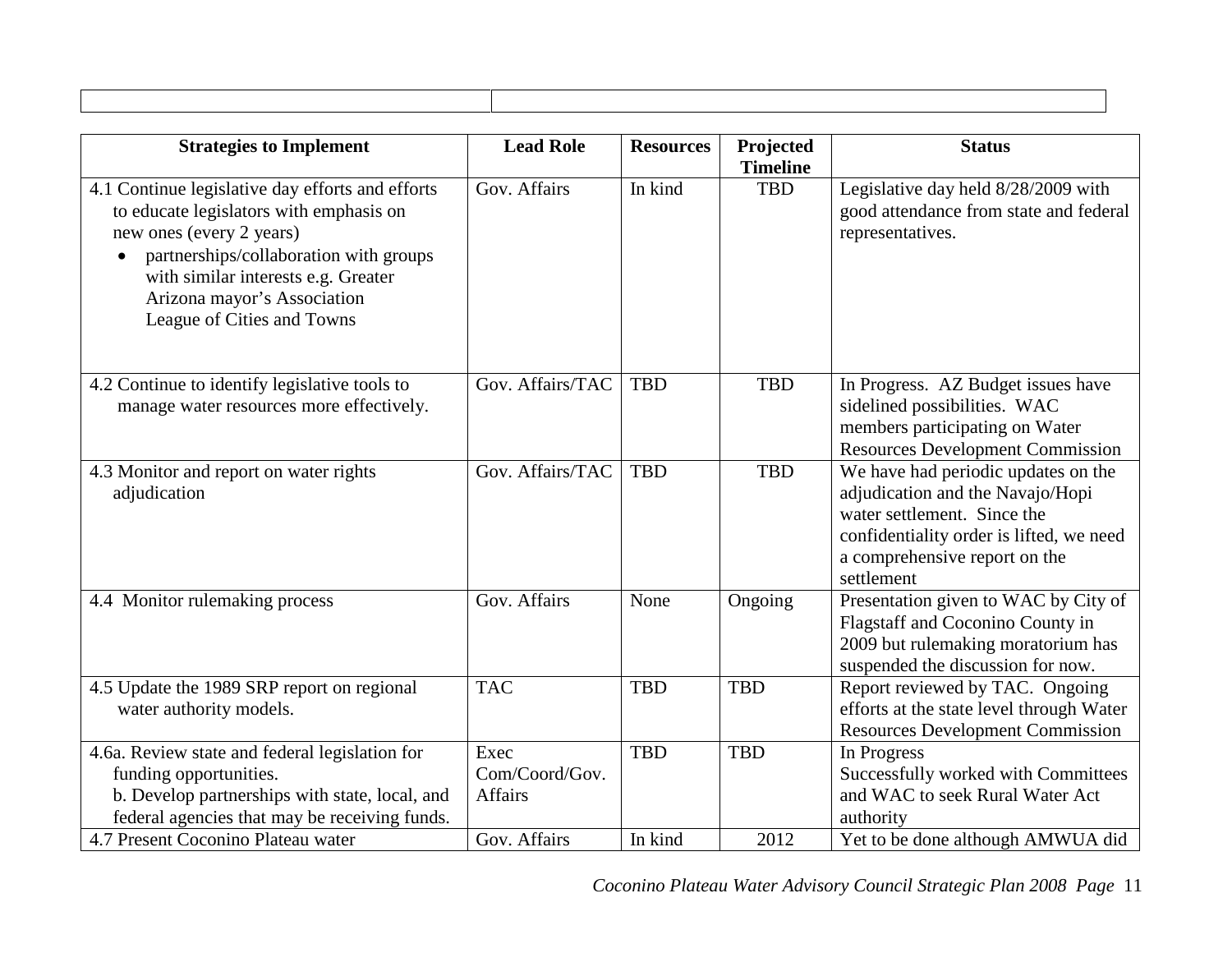| Strategies to Implement | Lead Role | Resources | Projected Timeline | Status |
|---|---|---|---|---|
| 4.1 Continue legislative day efforts and efforts to educate legislators with emphasis on new ones (every 2 years)<br>• partnerships/collaboration with groups with similar interests e.g. Greater Arizona mayor's Association League of Cities and Towns | Gov. Affairs | In kind | TBD | Legislative day held 8/28/2009 with good attendance from state and federal representatives. |
| 4.2 Continue to identify legislative tools to manage water resources more effectively. | Gov. Affairs/TAC | TBD | TBD | In Progress. AZ Budget issues have sidelined possibilities. WAC members participating on Water Resources Development Commission |
| 4.3 Monitor and report on water rights adjudication | Gov. Affairs/TAC | TBD | TBD | We have had periodic updates on the adjudication and the Navajo/Hopi water settlement. Since the confidentiality order is lifted, we need a comprehensive report on the settlement |
| 4.4 Monitor rulemaking process | Gov. Affairs | None | Ongoing | Presentation given to WAC by City of Flagstaff and Coconino County in 2009 but rulemaking moratorium has suspended the discussion for now. |
| 4.5 Update the 1989 SRP report on regional water authority models. | TAC | TBD | TBD | Report reviewed by TAC. Ongoing efforts at the state level through Water Resources Development Commission |
| 4.6a. Review state and federal legislation for funding opportunities.<br>b. Develop partnerships with state, local, and federal agencies that may be receiving funds. | Exec Com/Coord/Gov. Affairs | TBD | TBD | In Progress<br>Successfully worked with Committees and WAC to seek Rural Water Act authority |
| 4.7 Present Coconino Plateau water | Gov. Affairs | In kind | 2012 | Yet to be done although AMWUA did |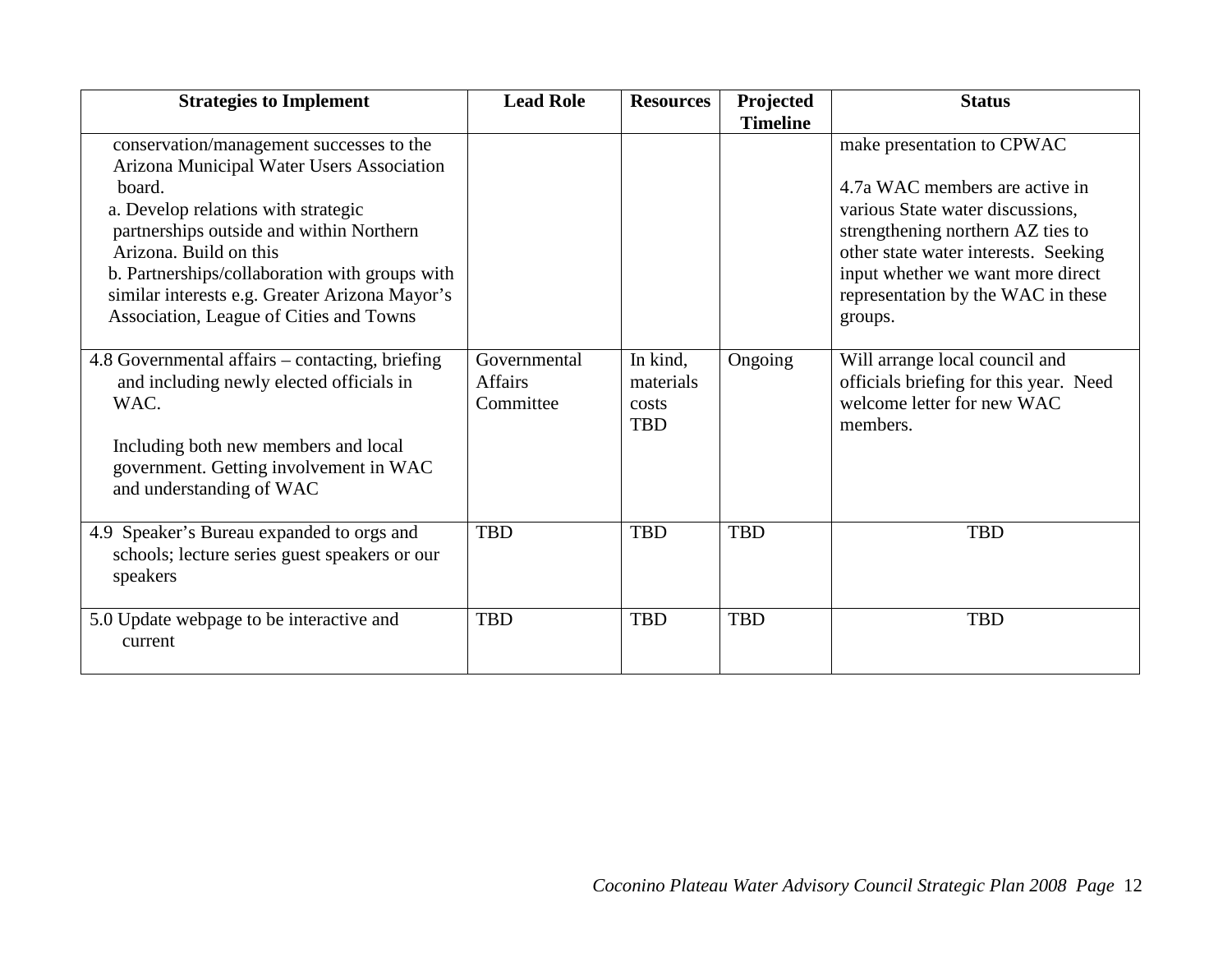| Strategies to Implement | Lead Role | Resources | Projected Timeline | Status |
|---|---|---|---|---|
| conservation/management successes to the Arizona Municipal Water Users Association board.<br>a. Develop relations with strategic partnerships outside and within Northern Arizona. Build on this<br>b. Partnerships/collaboration with groups with similar interests e.g. Greater Arizona Mayor's Association, League of Cities and Towns | | | | make presentation to CPWAC<br><br>4.7a WAC members are active in various State water discussions, strengthening northern AZ ties to other state water interests. Seeking input whether we want more direct representation by the WAC in these groups. |
| 4.8 Governmental affairs – contacting, briefing and including newly elected officials in WAC.<br><br>Including both new members and local government. Getting involvement in WAC and understanding of WAC | Governmental Affairs Committee | In kind, materials costs TBD | Ongoing | Will arrange local council and officials briefing for this year. Need welcome letter for new WAC members. |
| 4.9 Speaker's Bureau expanded to orgs and schools; lecture series guest speakers or our speakers | TBD | TBD | TBD | TBD |
| 5.0 Update webpage to be interactive and current | TBD | TBD | TBD | TBD |